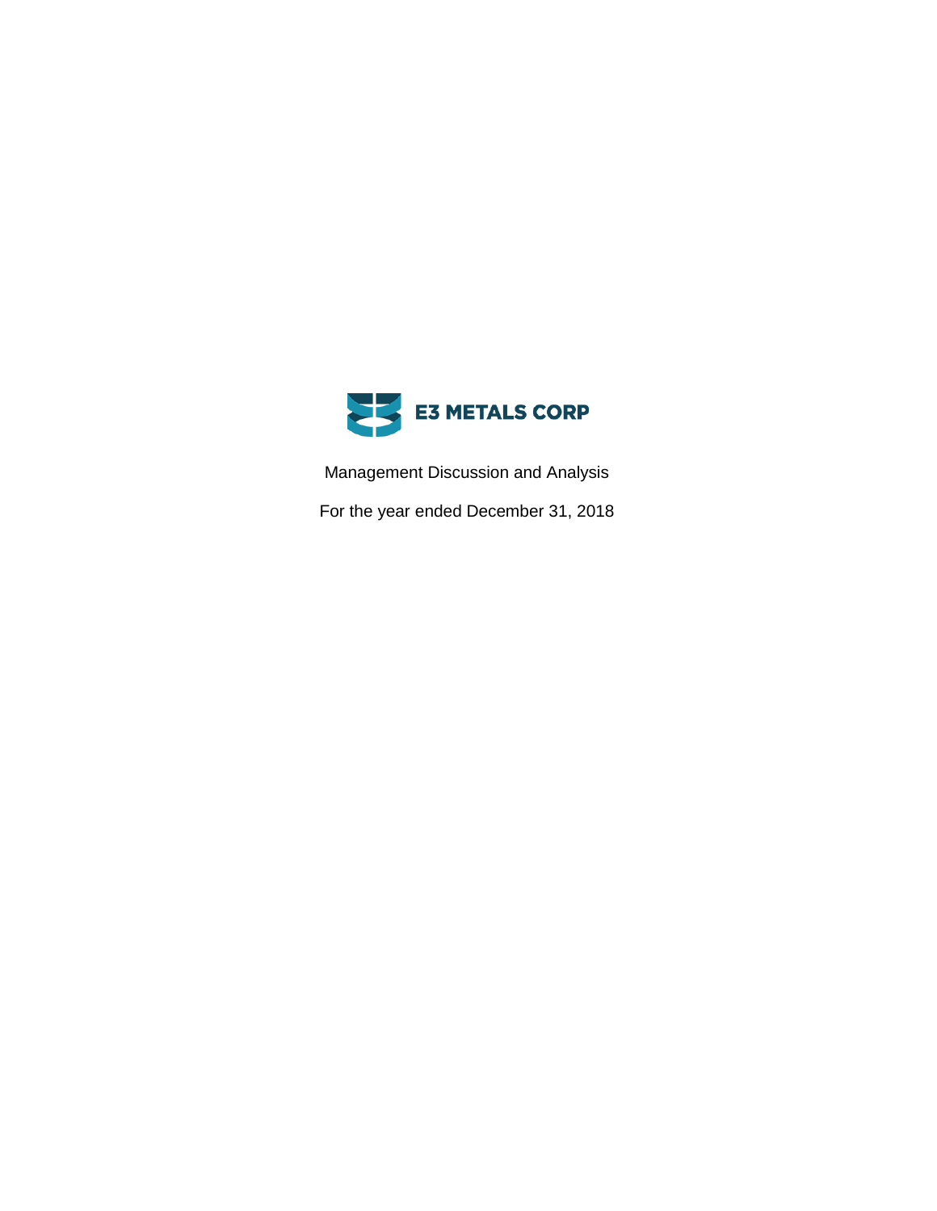# E3 METALS CORP

Management Discussion and Analysis

For the year ended December 31, 2018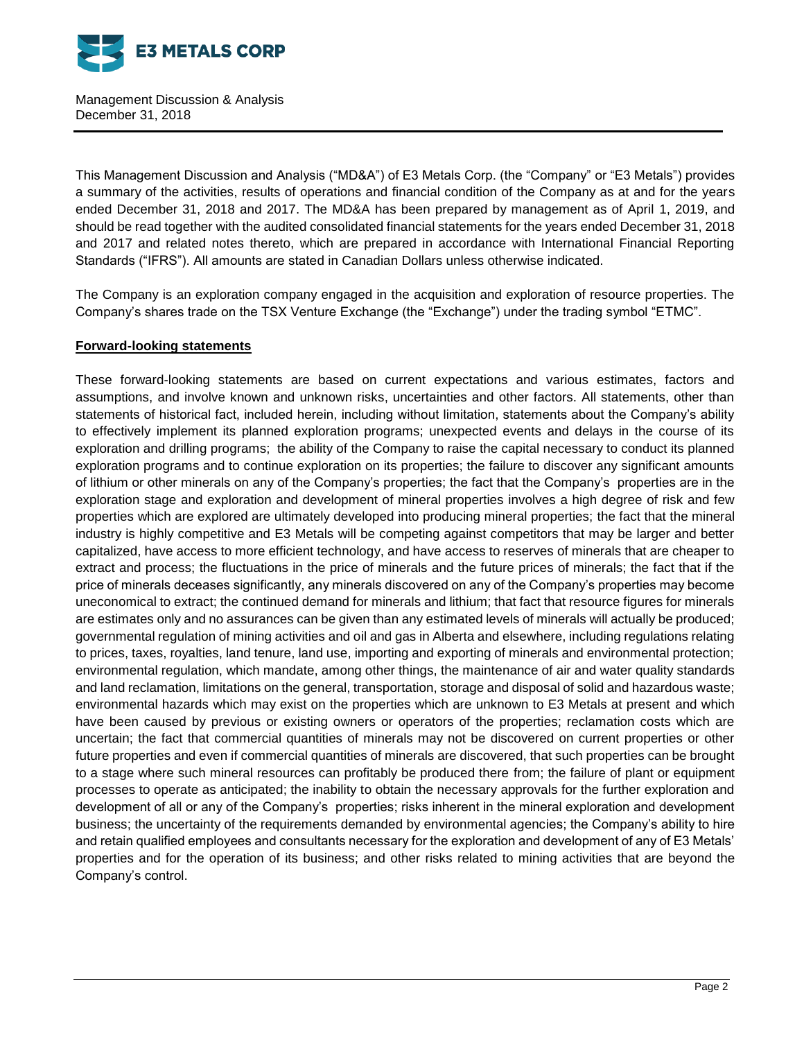Management Discussion & Analysis
December 31, 2018

This Management Discussion and Analysis ("MD&A") of E3 Metals Corp. (the "Company" or "E3 Metals") provides a summary of the activities, results of operations and financial condition of the Company as at and for the years ended December 31, 2018 and 2017. The MD&A has been prepared by management as of April 1, 2019, and should be read together with the audited consolidated financial statements for the years ended December 31, 2018 and 2017 and related notes thereto, which are prepared in accordance with International Financial Reporting Standards ("IFRS"). All amounts are stated in Canadian Dollars unless otherwise indicated.

The Company is an exploration company engaged in the acquisition and exploration of resource properties. The Company's shares trade on the TSX Venture Exchange (the "Exchange") under the trading symbol "ETMC".

## Forward-looking statements

These forward-looking statements are based on current expectations and various estimates, factors and assumptions, and involve known and unknown risks, uncertainties and other factors. All statements, other than statements of historical fact, included herein, including without limitation, statements about the Company's ability to effectively implement its planned exploration programs; unexpected events and delays in the course of its exploration and drilling programs; the ability of the Company to raise the capital necessary to conduct its planned exploration programs and to continue exploration on its properties; the failure to discover any significant amounts of lithium or other minerals on any of the Company's properties; the fact that the Company's properties are in the exploration stage and exploration and development of mineral properties involves a high degree of risk and few properties which are explored are ultimately developed into producing mineral properties; the fact that the mineral industry is highly competitive and E3 Metals will be competing against competitors that may be larger and better capitalized, have access to more efficient technology, and have access to reserves of minerals that are cheaper to extract and process; the fluctuations in the price of minerals and the future prices of minerals; the fact that if the price of minerals deceases significantly, any minerals discovered on any of the Company's properties may become uneconomical to extract; the continued demand for minerals and lithium; that fact that resource figures for minerals are estimates only and no assurances can be given than any estimated levels of minerals will actually be produced; governmental regulation of mining activities and oil and gas in Alberta and elsewhere, including regulations relating to prices, taxes, royalties, land tenure, land use, importing and exporting of minerals and environmental protection; environmental regulation, which mandate, among other things, the maintenance of air and water quality standards and land reclamation, limitations on the general, transportation, storage and disposal of solid and hazardous waste; environmental hazards which may exist on the properties which are unknown to E3 Metals at present and which have been caused by previous or existing owners or operators of the properties; reclamation costs which are uncertain; the fact that commercial quantities of minerals may not be discovered on current properties or other future properties and even if commercial quantities of minerals are discovered, that such properties can be brought to a stage where such mineral resources can profitably be produced there from; the failure of plant or equipment processes to operate as anticipated; the inability to obtain the necessary approvals for the further exploration and development of all or any of the Company's properties; risks inherent in the mineral exploration and development business; the uncertainty of the requirements demanded by environmental agencies; the Company's ability to hire and retain qualified employees and consultants necessary for the exploration and development of any of E3 Metals' properties and for the operation of its business; and other risks related to mining activities that are beyond the Company's control.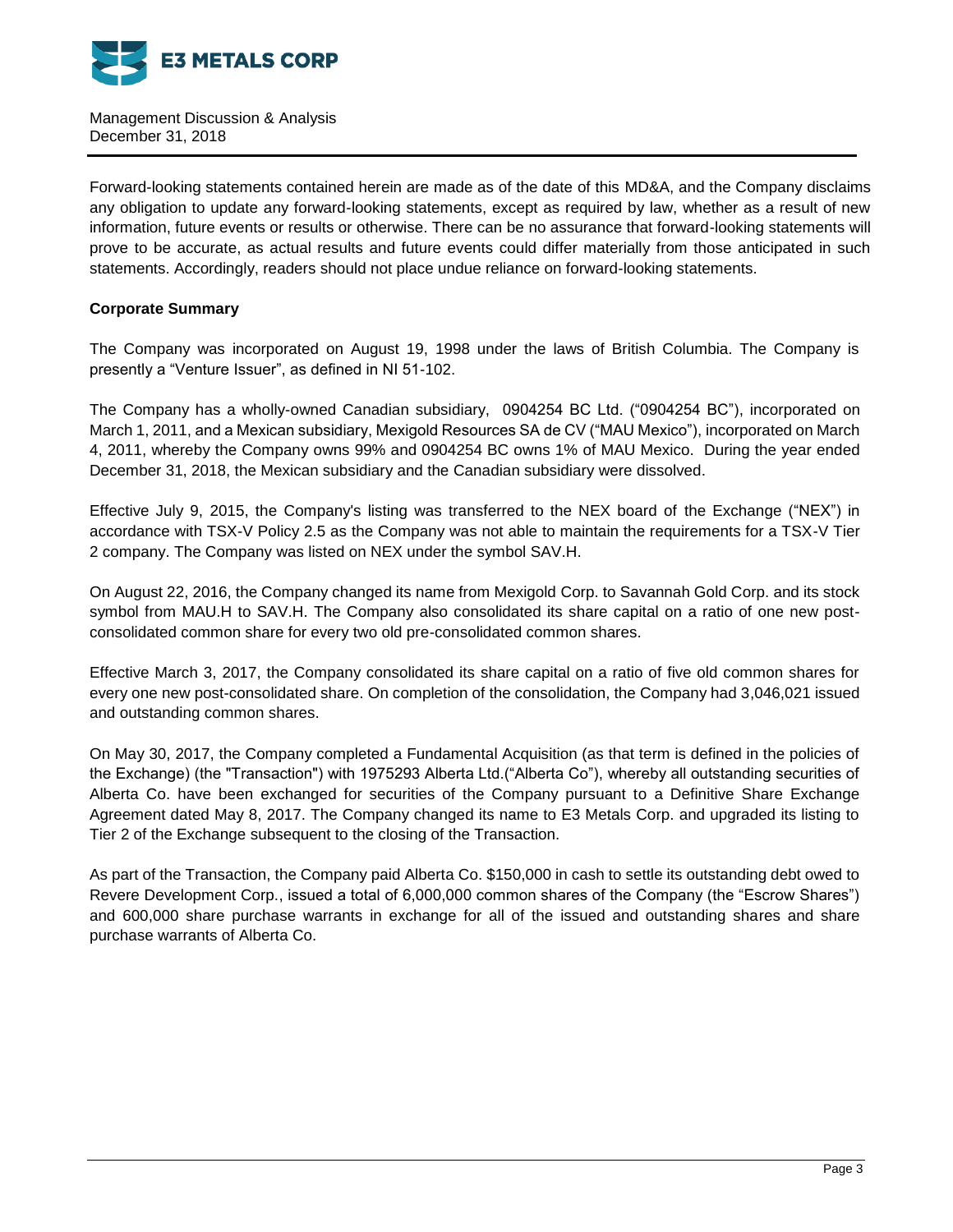Forward-looking statements contained herein are made as of the date of this MD&A, and the Company disclaims any obligation to update any forward-looking statements, except as required by law, whether as a result of new information, future events or results or otherwise. There can be no assurance that forward-looking statements will prove to be accurate, as actual results and future events could differ materially from those anticipated in such statements. Accordingly, readers should not place undue reliance on forward-looking statements.

**Corporate Summary**

The Company was incorporated on August 19, 1998 under the laws of British Columbia. The Company is presently a "Venture Issuer", as defined in NI 51-102.

The Company has a wholly-owned Canadian subsidiary, 0904254 BC Ltd. ("0904254 BC"), incorporated on March 1, 2011, and a Mexican subsidiary, Mexigold Resources SA de CV ("MAU Mexico"), incorporated on March 4, 2011, whereby the Company owns 99% and 0904254 BC owns 1% of MAU Mexico. During the year ended December 31, 2018, the Mexican subsidiary and the Canadian subsidiary were dissolved.

Effective July 9, 2015, the Company's listing was transferred to the NEX board of the Exchange ("NEX") in accordance with TSX-V Policy 2.5 as the Company was not able to maintain the requirements for a TSX-V Tier 2 company. The Company was listed on NEX under the symbol SAV.H.

On August 22, 2016, the Company changed its name from Mexigold Corp. to Savannah Gold Corp. and its stock symbol from MAU.H to SAV.H. The Company also consolidated its share capital on a ratio of one new post-consolidated common share for every two old pre-consolidated common shares.

Effective March 3, 2017, the Company consolidated its share capital on a ratio of five old common shares for every one new post-consolidated share. On completion of the consolidation, the Company had 3,046,021 issued and outstanding common shares.

On May 30, 2017, the Company completed a Fundamental Acquisition (as that term is defined in the policies of the Exchange) (the "Transaction") with 1975293 Alberta Ltd.("Alberta Co"), whereby all outstanding securities of Alberta Co. have been exchanged for securities of the Company pursuant to a Definitive Share Exchange Agreement dated May 8, 2017. The Company changed its name to E3 Metals Corp. and upgraded its listing to Tier 2 of the Exchange subsequent to the closing of the Transaction.

As part of the Transaction, the Company paid Alberta Co. $150,000 in cash to settle its outstanding debt owed to Revere Development Corp., issued a total of 6,000,000 common shares of the Company (the "Escrow Shares") and 600,000 share purchase warrants in exchange for all of the issued and outstanding shares and share purchase warrants of Alberta Co.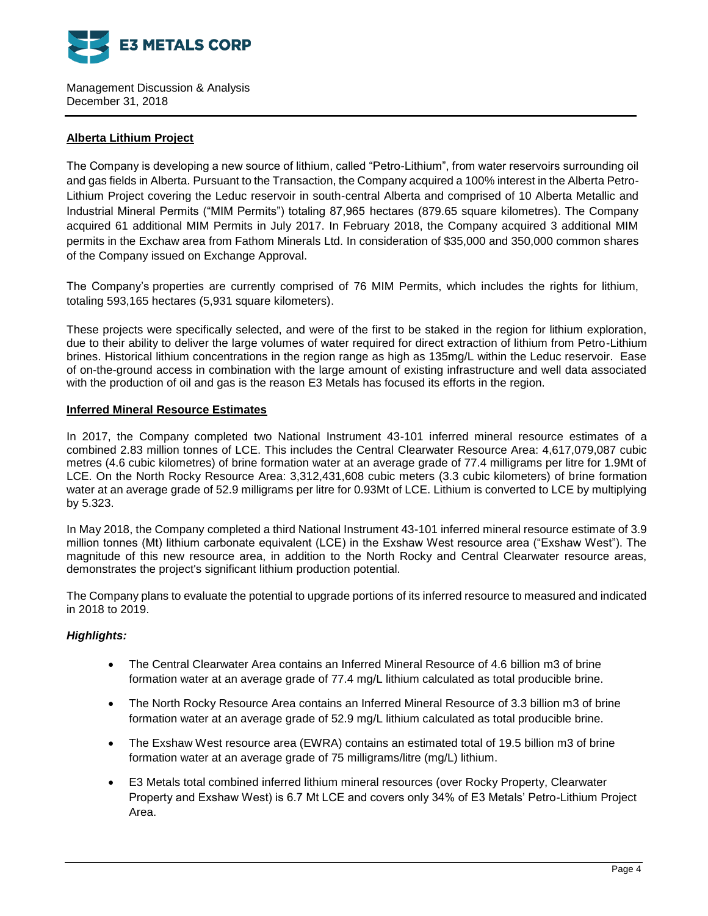## Alberta Lithium Project

The Company is developing a new source of lithium, called "Petro-Lithium", from water reservoirs surrounding oil and gas fields in Alberta. Pursuant to the Transaction, the Company acquired a 100% interest in the Alberta Petro-Lithium Project covering the Leduc reservoir in south-central Alberta and comprised of 10 Alberta Metallic and Industrial Mineral Permits ("MIM Permits") totaling 87,965 hectares (879.65 square kilometres). The Company acquired 61 additional MIM Permits in July 2017. In February 2018, the Company acquired 3 additional MIM permits in the Exchaw area from Fathom Minerals Ltd. In consideration of $35,000 and 350,000 common shares of the Company issued on Exchange Approval.

The Company's properties are currently comprised of 76 MIM Permits, which includes the rights for lithium, totaling 593,165 hectares (5,931 square kilometers).

These projects were specifically selected, and were of the first to be staked in the region for lithium exploration, due to their ability to deliver the large volumes of water required for direct extraction of lithium from Petro-Lithium brines. Historical lithium concentrations in the region range as high as 135mg/L within the Leduc reservoir. Ease of on-the-ground access in combination with the large amount of existing infrastructure and well data associated with the production of oil and gas is the reason E3 Metals has focused its efforts in the region.

## Inferred Mineral Resource Estimates

In 2017, the Company completed two National Instrument 43-101 inferred mineral resource estimates of a combined 2.83 million tonnes of LCE. This includes the Central Clearwater Resource Area: 4,617,079,087 cubic metres (4.6 cubic kilometres) of brine formation water at an average grade of 77.4 milligrams per litre for 1.9Mt of LCE. On the North Rocky Resource Area: 3,312,431,608 cubic meters (3.3 cubic kilometers) of brine formation water at an average grade of 52.9 milligrams per litre for 0.93Mt of LCE. Lithium is converted to LCE by multiplying by 5.323.

In May 2018, the Company completed a third National Instrument 43-101 inferred mineral resource estimate of 3.9 million tonnes (Mt) lithium carbonate equivalent (LCE) in the Exshaw West resource area ("Exshaw West"). The magnitude of this new resource area, in addition to the North Rocky and Central Clearwater resource areas, demonstrates the project's significant lithium production potential.

The Company plans to evaluate the potential to upgrade portions of its inferred resource to measured and indicated in 2018 to 2019.

### *Highlights:*

- The Central Clearwater Area contains an Inferred Mineral Resource of 4.6 billion m3 of brine formation water at an average grade of 77.4 mg/L lithium calculated as total producible brine.
- The North Rocky Resource Area contains an Inferred Mineral Resource of 3.3 billion m3 of brine formation water at an average grade of 52.9 mg/L lithium calculated as total producible brine.
- The Exshaw West resource area (EWRA) contains an estimated total of 19.5 billion m3 of brine formation water at an average grade of 75 milligrams/litre (mg/L) lithium.
- E3 Metals total combined inferred lithium mineral resources (over Rocky Property, Clearwater Property and Exshaw West) is 6.7 Mt LCE and covers only 34% of E3 Metals' Petro-Lithium Project Area.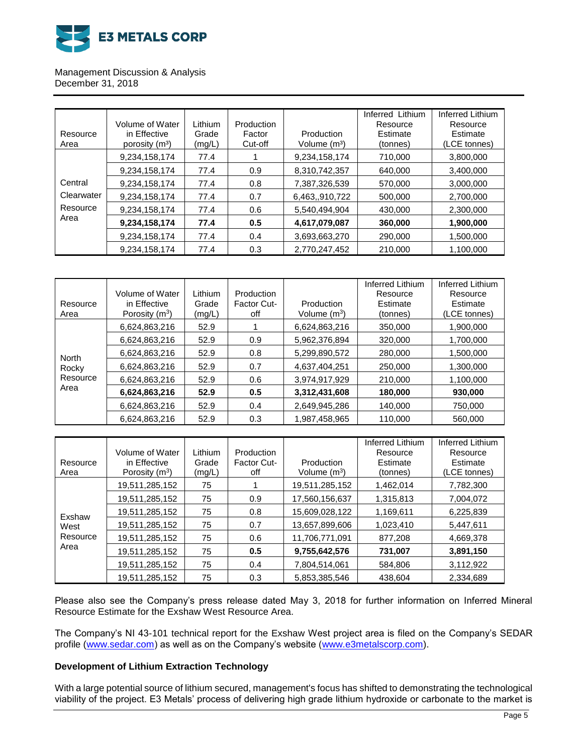| Resource Area | Volume of Water in Effective porosity ($m^3$) | Lithium Grade (mg/L) | Production Factor Cut-off | Production Volume ($m^3$) | Inferred Lithium Resource Estimate (tonnes) | Inferred Lithium Resource Estimate (LCE tonnes) |
|---|---|---|---|---|---|---|
| Central Clearwater Resource Area | 9,234,158,174 | 77.4 | 1 | 9,234,158,174 | 710,000 | 3,800,000 |
| | 9,234,158,174 | 77.4 | 0.9 | 8,310,742,357 | 640,000 | 3,400,000 |
| | 9,234,158,174 | 77.4 | 0.8 | 7,387,326,539 | 570,000 | 3,000,000 |
| | 9,234,158,174 | 77.4 | 0.7 | 6,463,,910,722 | 500,000 | 2,700,000 |
| | 9,234,158,174 | 77.4 | 0.6 | 5,540,494,904 | 430,000 | 2,300,000 |
| | **9,234,158,174** | **77.4** | **0.5** | **4,617,079,087** | **360,000** | **1,900,000** |
| | 9,234,158,174 | 77.4 | 0.4 | 3,693,663,270 | 290,000 | 1,500,000 |
| | 9,234,158,174 | 77.4 | 0.3 | 2,770,247,452 | 210,000 | 1,100,000 |

| Resource Area | Volume of Water in Effective Porosity ($m^3$) | Lithium Grade (mg/L) | Production Factor Cut-off | Production Volume ($m^3$) | Inferred Lithium Resource Estimate (tonnes) | Inferred Lithium Resource Estimate (LCE tonnes) |
|---|---|---|---|---|---|---|
| North Rocky Resource Area | 6,624,863,216 | 52.9 | 1 | 6,624,863,216 | 350,000 | 1,900,000 |
| | 6,624,863,216 | 52.9 | 0.9 | 5,962,376,894 | 320,000 | 1,700,000 |
| | 6,624,863,216 | 52.9 | 0.8 | 5,299,890,572 | 280,000 | 1,500,000 |
| | 6,624,863,216 | 52.9 | 0.7 | 4,637,404,251 | 250,000 | 1,300,000 |
| | 6,624,863,216 | 52.9 | 0.6 | 3,974,917,929 | 210,000 | 1,100,000 |
| | **6,624,863,216** | **52.9** | **0.5** | **3,312,431,608** | **180,000** | **930,000** |
| | 6,624,863,216 | 52.9 | 0.4 | 2,649,945,286 | 140,000 | 750,000 |
| | 6,624,863,216 | 52.9 | 0.3 | 1,987,458,965 | 110,000 | 560,000 |

| Resource Area | Volume of Water in Effective Porosity ($m^3$) | Lithium Grade (mg/L) | Production Factor Cut-off | Production Volume ($m^3$) | Inferred Lithium Resource Estimate (tonnes) | Inferred Lithium Resource Estimate (LCE tonnes) |
|---|---|---|---|---|---|---|
| Exshaw West Resource Area | 19,511,285,152 | 75 | 1 | 19,511,285,152 | 1,462,014 | 7,782,300 |
| | 19,511,285,152 | 75 | 0.9 | 17,560,156,637 | 1,315,813 | 7,004,072 |
| | 19,511,285,152 | 75 | 0.8 | 15,609,028,122 | 1,169,611 | 6,225,839 |
| | 19,511,285,152 | 75 | 0.7 | 13,657,899,606 | 1,023,410 | 5,447,611 |
| | 19,511,285,152 | 75 | 0.6 | 11,706,771,091 | 877,208 | 4,669,378 |
| | 19,511,285,152 | 75 | **0.5** | **9,755,642,576** | **731,007** | **3,891,150** |
| | 19,511,285,152 | 75 | 0.4 | 7,804,514,061 | 584,806 | 3,112,922 |
| | 19,511,285,152 | 75 | 0.3 | 5,853,385,546 | 438,604 | 2,334,689 |

Please also see the Company's press release dated May 3, 2018 for further information on Inferred Mineral Resource Estimate for the Exshaw West Resource Area.

The Company's NI 43-101 technical report for the Exshaw West project area is filed on the Company's SEDAR profile (www.sedar.com) as well as on the Company's website (www.e3metalscorp.com).

**Development of Lithium Extraction Technology**

With a large potential source of lithium secured, management's focus has shifted to demonstrating the technological viability of the project. E3 Metals' process of delivering high grade lithium hydroxide or carbonate to the market is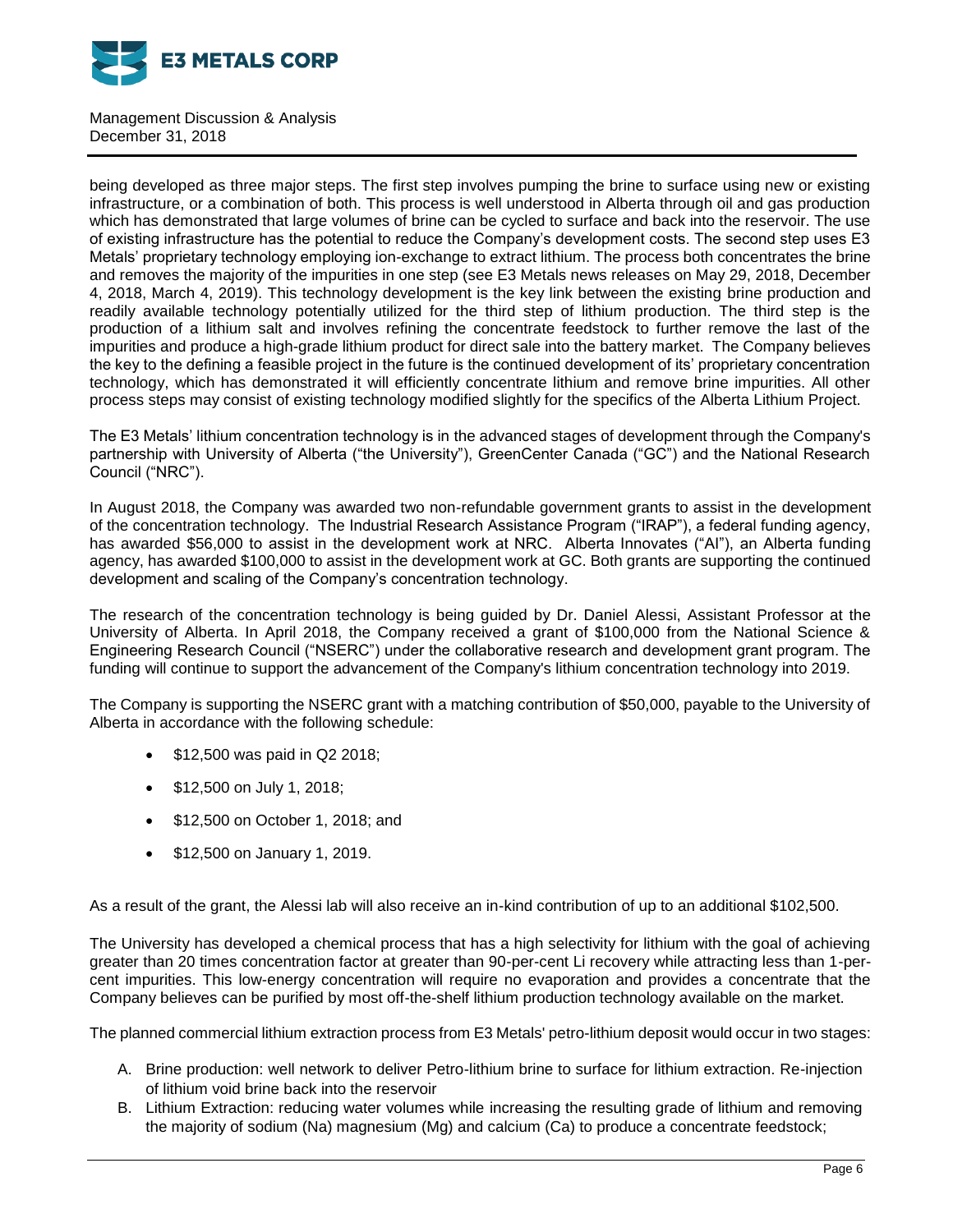being developed as three major steps. The first step involves pumping the brine to surface using new or existing infrastructure, or a combination of both. This process is well understood in Alberta through oil and gas production which has demonstrated that large volumes of brine can be cycled to surface and back into the reservoir. The use of existing infrastructure has the potential to reduce the Company's development costs. The second step uses E3 Metals' proprietary technology employing ion-exchange to extract lithium. The process both concentrates the brine and removes the majority of the impurities in one step (see E3 Metals news releases on May 29, 2018, December 4, 2018, March 4, 2019). This technology development is the key link between the existing brine production and readily available technology potentially utilized for the third step of lithium production. The third step is the production of a lithium salt and involves refining the concentrate feedstock to further remove the last of the impurities and produce a high-grade lithium product for direct sale into the battery market. The Company believes the key to the defining a feasible project in the future is the continued development of its' proprietary concentration technology, which has demonstrated it will efficiently concentrate lithium and remove brine impurities. All other process steps may consist of existing technology modified slightly for the specifics of the Alberta Lithium Project.

The E3 Metals' lithium concentration technology is in the advanced stages of development through the Company's partnership with University of Alberta ("the University"), GreenCenter Canada ("GC") and the National Research Council ("NRC").

In August 2018, the Company was awarded two non-refundable government grants to assist in the development of the concentration technology. The Industrial Research Assistance Program ("IRAP"), a federal funding agency, has awarded $56,000 to assist in the development work at NRC. Alberta Innovates ("AI"), an Alberta funding agency, has awarded $100,000 to assist in the development work at GC. Both grants are supporting the continued development and scaling of the Company's concentration technology.

The research of the concentration technology is being guided by Dr. Daniel Alessi, Assistant Professor at the University of Alberta. In April 2018, the Company received a grant of $100,000 from the National Science & Engineering Research Council ("NSERC") under the collaborative research and development grant program. The funding will continue to support the advancement of the Company's lithium concentration technology into 2019.

The Company is supporting the NSERC grant with a matching contribution of $50,000, payable to the University of Alberta in accordance with the following schedule:

- $12,500 was paid in Q2 2018;
- $12,500 on July 1, 2018;
- $12,500 on October 1, 2018; and
- $12,500 on January 1, 2019.

As a result of the grant, the Alessi lab will also receive an in-kind contribution of up to an additional $102,500.

The University has developed a chemical process that has a high selectivity for lithium with the goal of achieving greater than 20 times concentration factor at greater than 90-per-cent Li recovery while attracting less than 1-per-cent impurities. This low-energy concentration will require no evaporation and provides a concentrate that the Company believes can be purified by most off-the-shelf lithium production technology available on the market.

The planned commercial lithium extraction process from E3 Metals' petro-lithium deposit would occur in two stages:

A. Brine production: well network to deliver Petro-lithium brine to surface for lithium extraction. Re-injection of lithium void brine back into the reservoir
B. Lithium Extraction: reducing water volumes while increasing the resulting grade of lithium and removing the majority of sodium (Na) magnesium (Mg) and calcium (Ca) to produce a concentrate feedstock;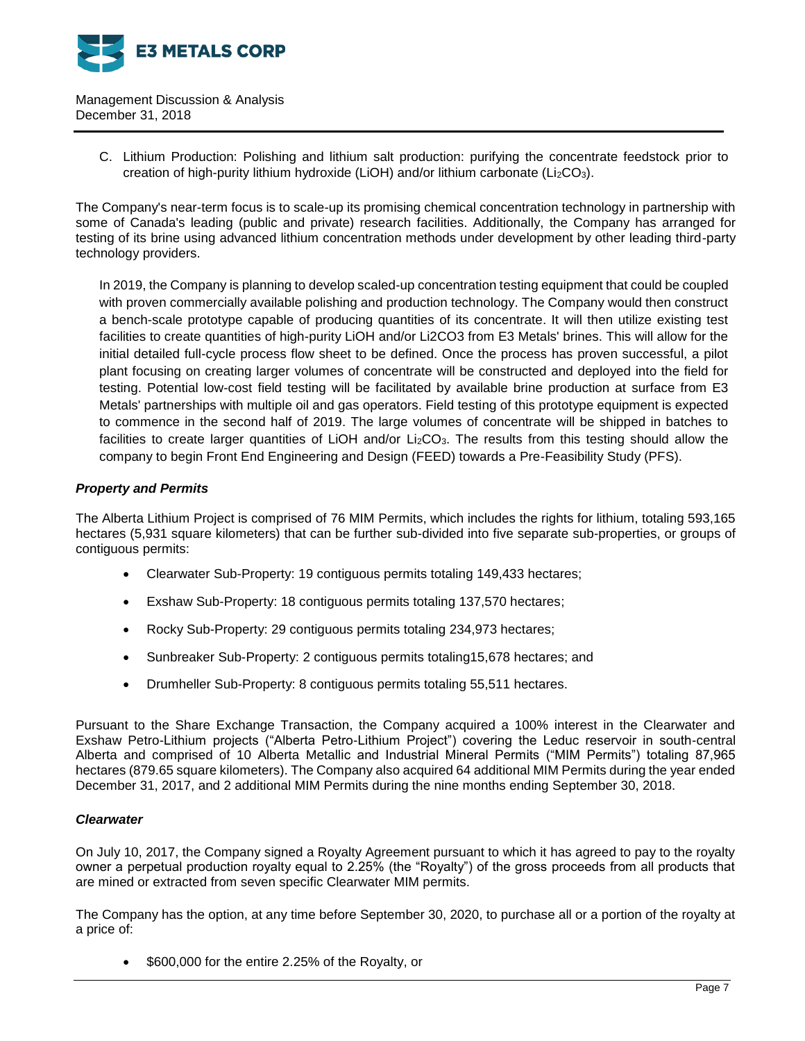C. Lithium Production: Polishing and lithium salt production: purifying the concentrate feedstock prior to creation of high-purity lithium hydroxide (LiOH) and/or lithium carbonate ($Li_2CO_3$).

The Company's near-term focus is to scale-up its promising chemical concentration technology in partnership with some of Canada's leading (public and private) research facilities. Additionally, the Company has arranged for testing of its brine using advanced lithium concentration methods under development by other leading third-party technology providers.

In 2019, the Company is planning to develop scaled-up concentration testing equipment that could be coupled with proven commercially available polishing and production technology. The Company would then construct a bench-scale prototype capable of producing quantities of its concentrate. It will then utilize existing test facilities to create quantities of high-purity LiOH and/or Li2CO3 from E3 Metals' brines. This will allow for the initial detailed full-cycle process flow sheet to be defined. Once the process has proven successful, a pilot plant focusing on creating larger volumes of concentrate will be constructed and deployed into the field for testing. Potential low-cost field testing will be facilitated by available brine production at surface from E3 Metals' partnerships with multiple oil and gas operators. Field testing of this prototype equipment is expected to commence in the second half of 2019. The large volumes of concentrate will be shipped in batches to facilities to create larger quantities of LiOH and/or $Li_2CO_3$. The results from this testing should allow the company to begin Front End Engineering and Design (FEED) towards a Pre-Feasibility Study (PFS).

### *Property and Permits*

The Alberta Lithium Project is comprised of 76 MIM Permits, which includes the rights for lithium, totaling 593,165 hectares (5,931 square kilometers) that can be further sub-divided into five separate sub-properties, or groups of contiguous permits:

- Clearwater Sub-Property: 19 contiguous permits totaling 149,433 hectares;
- Exshaw Sub-Property: 18 contiguous permits totaling 137,570 hectares;
- Rocky Sub-Property: 29 contiguous permits totaling 234,973 hectares;
- Sunbreaker Sub-Property: 2 contiguous permits totaling15,678 hectares; and
- Drumheller Sub-Property: 8 contiguous permits totaling 55,511 hectares.

Pursuant to the Share Exchange Transaction, the Company acquired a 100% interest in the Clearwater and Exshaw Petro-Lithium projects ("Alberta Petro-Lithium Project") covering the Leduc reservoir in south-central Alberta and comprised of 10 Alberta Metallic and Industrial Mineral Permits ("MIM Permits") totaling 87,965 hectares (879.65 square kilometers). The Company also acquired 64 additional MIM Permits during the year ended December 31, 2017, and 2 additional MIM Permits during the nine months ending September 30, 2018.

### *Clearwater*

On July 10, 2017, the Company signed a Royalty Agreement pursuant to which it has agreed to pay to the royalty owner a perpetual production royalty equal to 2.25% (the "Royalty") of the gross proceeds from all products that are mined or extracted from seven specific Clearwater MIM permits.

The Company has the option, at any time before September 30, 2020, to purchase all or a portion of the royalty at a price of:

- $600,000 for the entire 2.25% of the Royalty, or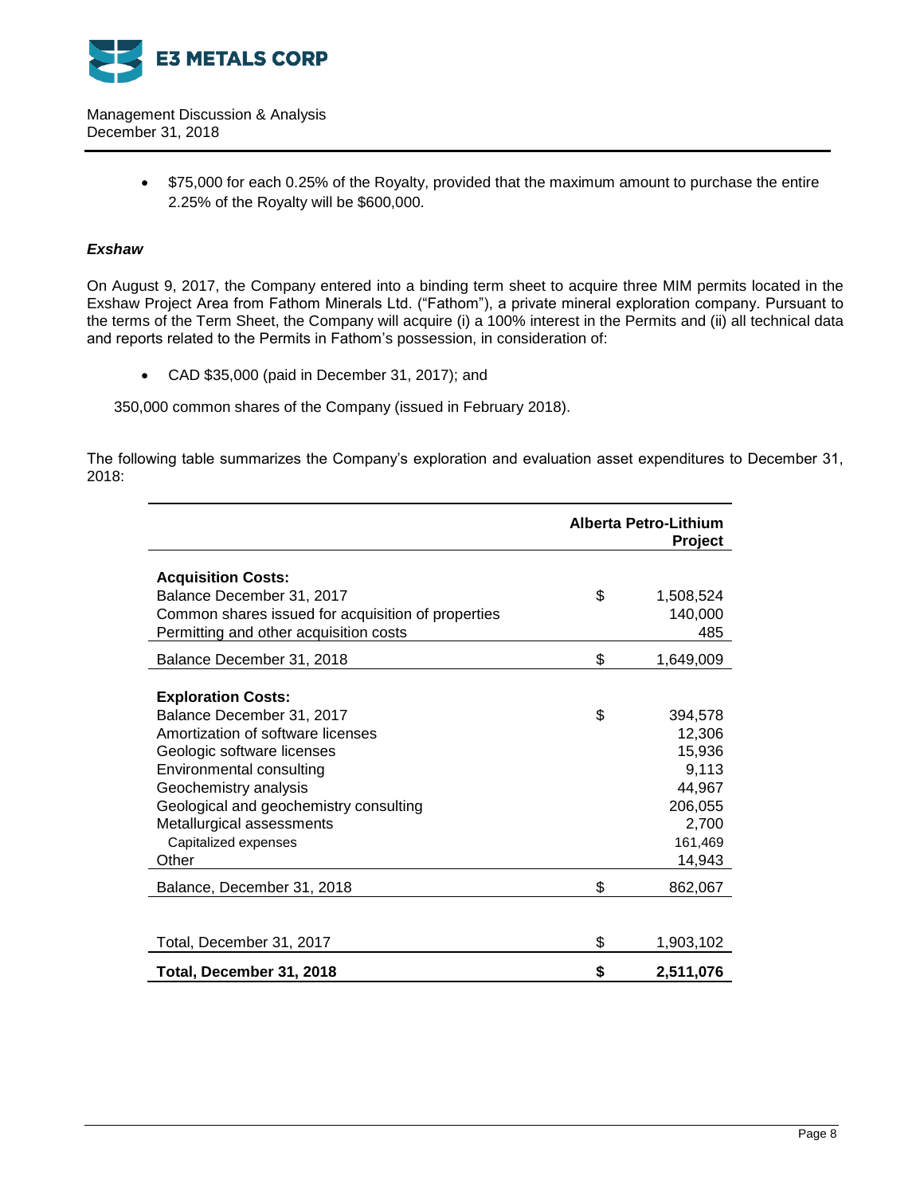- $75,000 for each 0.25% of the Royalty, provided that the maximum amount to purchase the entire 2.25% of the Royalty will be $600,000.

***Exshaw***

On August 9, 2017, the Company entered into a binding term sheet to acquire three MIM permits located in the Exshaw Project Area from Fathom Minerals Ltd. ("Fathom"), a private mineral exploration company. Pursuant to the terms of the Term Sheet, the Company will acquire (i) a 100% interest in the Permits and (ii) all technical data and reports related to the Permits in Fathom's possession, in consideration of:

- CAD $35,000 (paid in December 31, 2017); and

350,000 common shares of the Company (issued in February 2018).

The following table summarizes the Company's exploration and evaluation asset expenditures to December 31, 2018:

| | | Alberta Petro-Lithium Project |
|---|---|---|
| **Acquisition Costs:** | | |
| Balance December 31, 2017 | $ | 1,508,524 |
| Common shares issued for acquisition of properties | | 140,000 |
| Permitting and other acquisition costs | | 485 |
| Balance December 31, 2018 | $ | 1,649,009 |
| **Exploration Costs:** | | |
| Balance December 31, 2017 | $ | 394,578 |
| Amortization of software licenses | | 12,306 |
| Geologic software licenses | | 15,936 |
| Environmental consulting | | 9,113 |
| Geochemistry analysis | | 44,967 |
| Geological and geochemistry consulting | | 206,055 |
| Metallurgical assessments | | 2,700 |
| Capitalized expenses | | 161,469 |
| Other | | 14,943 |
| Balance, December 31, 2018 | $ | 862,067 |
| Total, December 31, 2017 | $ | 1,903,102 |
| **Total, December 31, 2018** | **$** | **2,511,076** |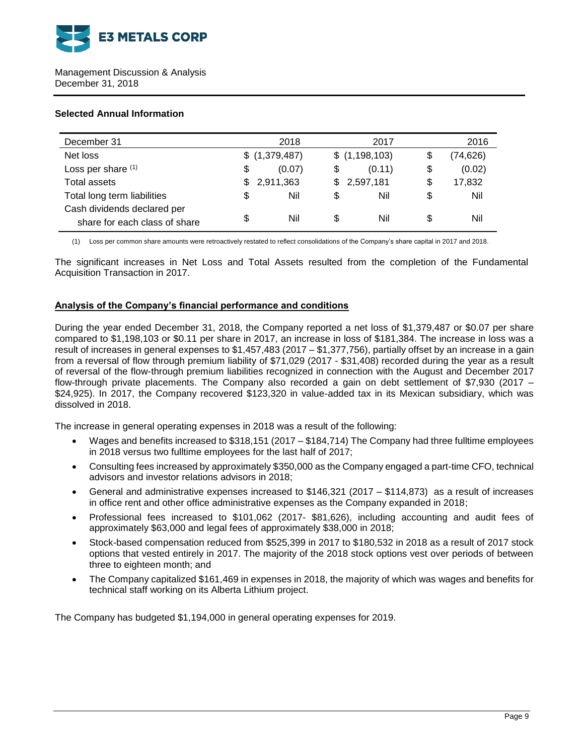Management Discussion & Analysis
December 31, 2018

### Selected Annual Information

| December 31 | 2018 | 2017 | 2016 |
|---|---|---|---|
| Net loss | $ (1,379,487) | $ (1,198,103) | $ (74,626) |
| Loss per share [(1)] | $ (0.07) | $ (0.11) | $ (0.02) |
| Total assets | $ 2,911,363 | $ 2,597,181 | $ 17,832 |
| Total long term liabilities | $ Nil | $ Nil | $ Nil |
| Cash dividends declared per share for each class of share | $ Nil | $ Nil | $ Nil |

(1) Loss per common share amounts were retroactively restated to reflect consolidations of the Company's share capital in 2017 and 2018.

The significant increases in Net Loss and Total Assets resulted from the completion of the Fundamental Acquisition Transaction in 2017.

### Analysis of the Company's financial performance and conditions

During the year ended December 31, 2018, the Company reported a net loss of $1,379,487 or $0.07 per share compared to $1,198,103 or $0.11 per share in 2017, an increase in loss of $181,384. The increase in loss was a result of increases in general expenses to $1,457,483 (2017 – $1,377,756), partially offset by an increase in a gain from a reversal of flow through premium liability of $71,029 (2017 - $31,408) recorded during the year as a result of reversal of the flow-through premium liabilities recognized in connection with the August and December 2017 flow-through private placements. The Company also recorded a gain on debt settlement of $7,930 (2017 – $24,925). In 2017, the Company recovered $123,320 in value-added tax in its Mexican subsidiary, which was dissolved in 2018.

The increase in general operating expenses in 2018 was a result of the following:

- Wages and benefits increased to $318,151 (2017 – $184,714) The Company had three fulltime employees in 2018 versus two fulltime employees for the last half of 2017;
- Consulting fees increased by approximately $350,000 as the Company engaged a part-time CFO, technical advisors and investor relations advisors in 2018;
- General and administrative expenses increased to $146,321 (2017 – $114,873) as a result of increases in office rent and other office administrative expenses as the Company expanded in 2018;
- Professional fees increased to $101,062 (2017- $81,626), including accounting and audit fees of approximately $63,000 and legal fees of approximately $38,000 in 2018;
- Stock-based compensation reduced from $525,399 in 2017 to $180,532 in 2018 as a result of 2017 stock options that vested entirely in 2017. The majority of the 2018 stock options vest over periods of between three to eighteen month; and
- The Company capitalized $161,469 in expenses in 2018, the majority of which was wages and benefits for technical staff working on its Alberta Lithium project.

The Company has budgeted $1,194,000 in general operating expenses for 2019.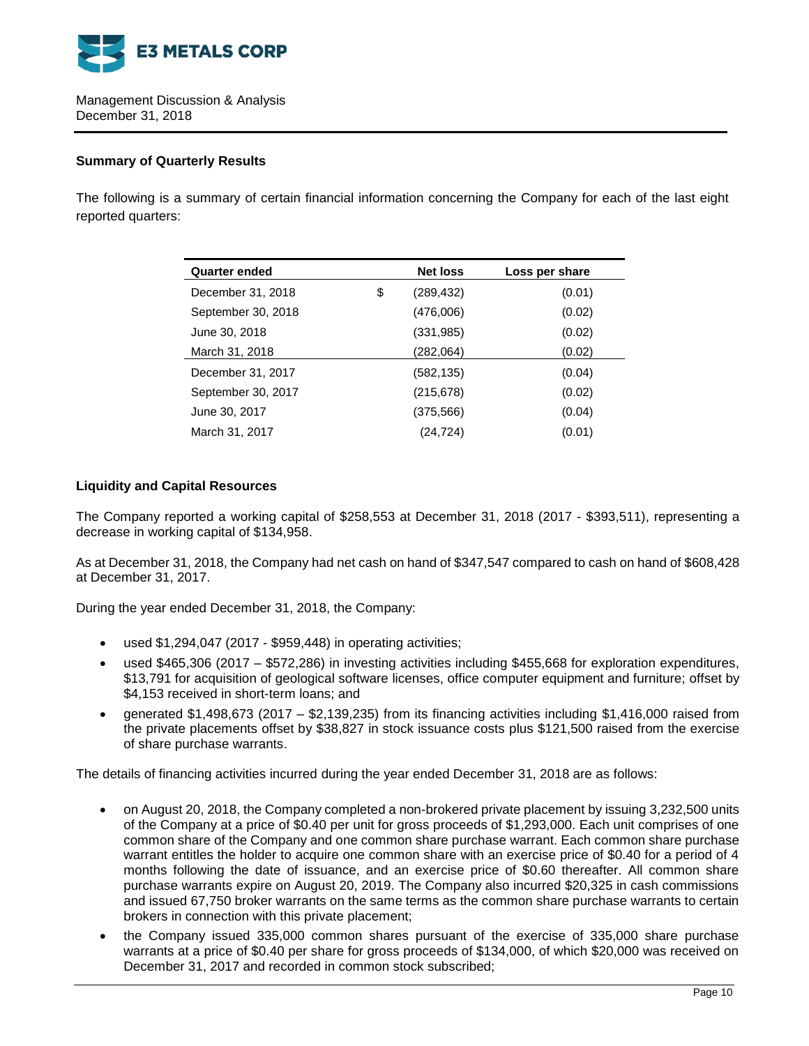## Summary of Quarterly Results

The following is a summary of certain financial information concerning the Company for each of the last eight reported quarters:

| Quarter ended | | Net loss | Loss per share |
|---|---|---|---|
| December 31, 2018 | $ | (289,432) | (0.01) |
| September 30, 2018 | | (476,006) | (0.02) |
| June 30, 2018 | | (331,985) | (0.02) |
| March 31, 2018 | | (282,064) | (0.02) |
| December 31, 2017 | | (582,135) | (0.04) |
| September 30, 2017 | | (215,678) | (0.02) |
| June 30, 2017 | | (375,566) | (0.04) |
| March 31, 2017 | | (24,724) | (0.01) |

## Liquidity and Capital Resources

The Company reported a working capital of $258,553 at December 31, 2018 (2017 - $393,511), representing a decrease in working capital of $134,958.

As at December 31, 2018, the Company had net cash on hand of $347,547 compared to cash on hand of $608,428 at December 31, 2017.

During the year ended December 31, 2018, the Company:

- used $1,294,047 (2017 - $959,448) in operating activities;
- used $465,306 (2017 – $572,286) in investing activities including $455,668 for exploration expenditures, $13,791 for acquisition of geological software licenses, office computer equipment and furniture; offset by $4,153 received in short-term loans; and
- generated $1,498,673 (2017 – $2,139,235) from its financing activities including $1,416,000 raised from the private placements offset by $38,827 in stock issuance costs plus $121,500 raised from the exercise of share purchase warrants.

The details of financing activities incurred during the year ended December 31, 2018 are as follows:

- on August 20, 2018, the Company completed a non-brokered private placement by issuing 3,232,500 units of the Company at a price of $0.40 per unit for gross proceeds of $1,293,000. Each unit comprises of one common share of the Company and one common share purchase warrant. Each common share purchase warrant entitles the holder to acquire one common share with an exercise price of $0.40 for a period of 4 months following the date of issuance, and an exercise price of $0.60 thereafter. All common share purchase warrants expire on August 20, 2019. The Company also incurred $20,325 in cash commissions and issued 67,750 broker warrants on the same terms as the common share purchase warrants to certain brokers in connection with this private placement;
- the Company issued 335,000 common shares pursuant of the exercise of 335,000 share purchase warrants at a price of $0.40 per share for gross proceeds of $134,000, of which $20,000 was received on December 31, 2017 and recorded in common stock subscribed;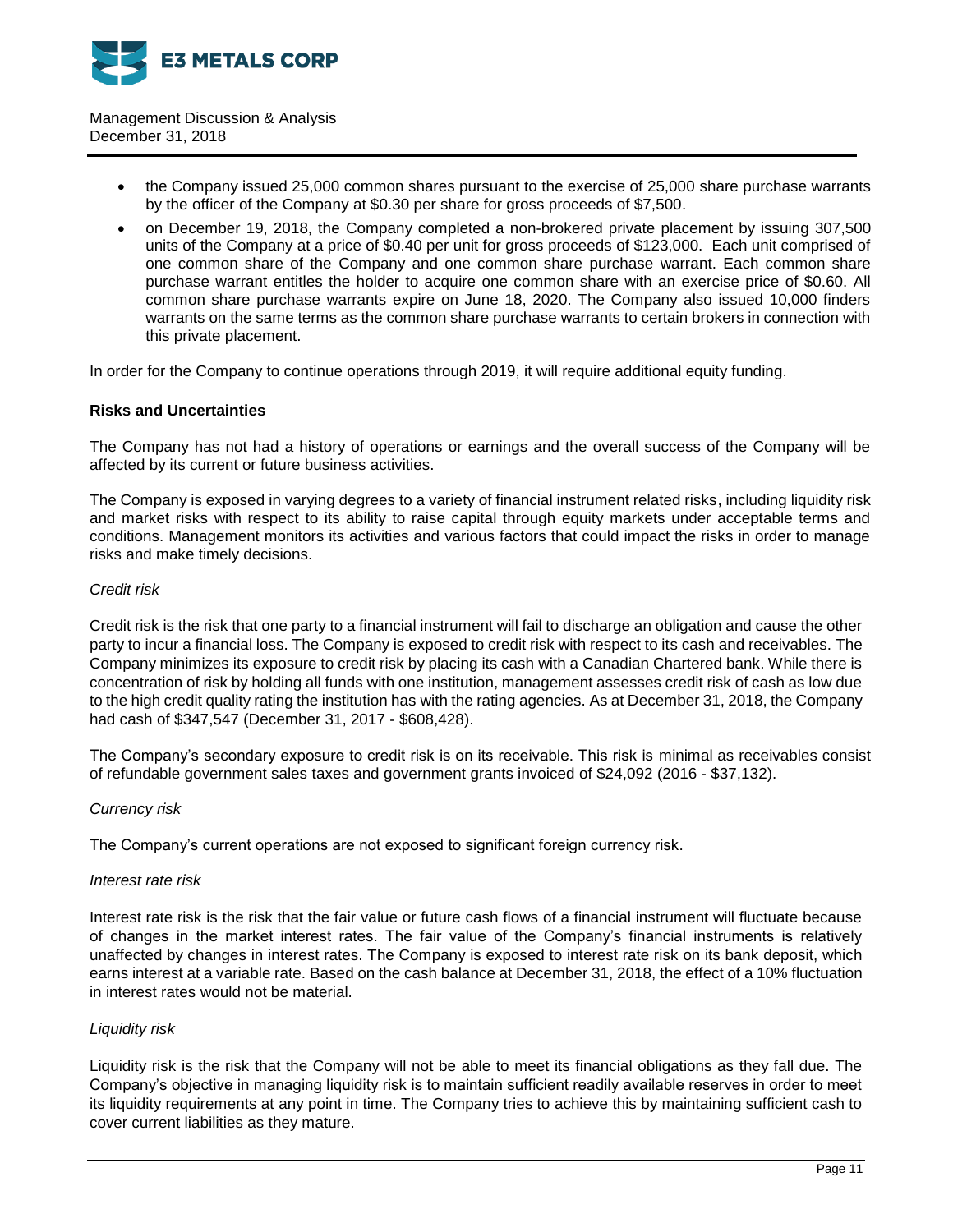- the Company issued 25,000 common shares pursuant to the exercise of 25,000 share purchase warrants by the officer of the Company at $0.30 per share for gross proceeds of $7,500.
- on December 19, 2018, the Company completed a non-brokered private placement by issuing 307,500 units of the Company at a price of $0.40 per unit for gross proceeds of $123,000. Each unit comprised of one common share of the Company and one common share purchase warrant. Each common share purchase warrant entitles the holder to acquire one common share with an exercise price of $0.60. All common share purchase warrants expire on June 18, 2020. The Company also issued 10,000 finders warrants on the same terms as the common share purchase warrants to certain brokers in connection with this private placement.

In order for the Company to continue operations through 2019, it will require additional equity funding.

**Risks and Uncertainties**

The Company has not had a history of operations or earnings and the overall success of the Company will be affected by its current or future business activities.

The Company is exposed in varying degrees to a variety of financial instrument related risks, including liquidity risk and market risks with respect to its ability to raise capital through equity markets under acceptable terms and conditions. Management monitors its activities and various factors that could impact the risks in order to manage risks and make timely decisions.

*Credit risk*

Credit risk is the risk that one party to a financial instrument will fail to discharge an obligation and cause the other party to incur a financial loss. The Company is exposed to credit risk with respect to its cash and receivables. The Company minimizes its exposure to credit risk by placing its cash with a Canadian Chartered bank. While there is concentration of risk by holding all funds with one institution, management assesses credit risk of cash as low due to the high credit quality rating the institution has with the rating agencies. As at December 31, 2018, the Company had cash of $347,547 (December 31, 2017 - $608,428).

The Company's secondary exposure to credit risk is on its receivable. This risk is minimal as receivables consist of refundable government sales taxes and government grants invoiced of $24,092 (2016 - $37,132).

*Currency risk*

The Company's current operations are not exposed to significant foreign currency risk.

*Interest rate risk*

Interest rate risk is the risk that the fair value or future cash flows of a financial instrument will fluctuate because of changes in the market interest rates. The fair value of the Company's financial instruments is relatively unaffected by changes in interest rates. The Company is exposed to interest rate risk on its bank deposit, which earns interest at a variable rate. Based on the cash balance at December 31, 2018, the effect of a 10% fluctuation in interest rates would not be material.

*Liquidity risk*

Liquidity risk is the risk that the Company will not be able to meet its financial obligations as they fall due. The Company's objective in managing liquidity risk is to maintain sufficient readily available reserves in order to meet its liquidity requirements at any point in time. The Company tries to achieve this by maintaining sufficient cash to cover current liabilities as they mature.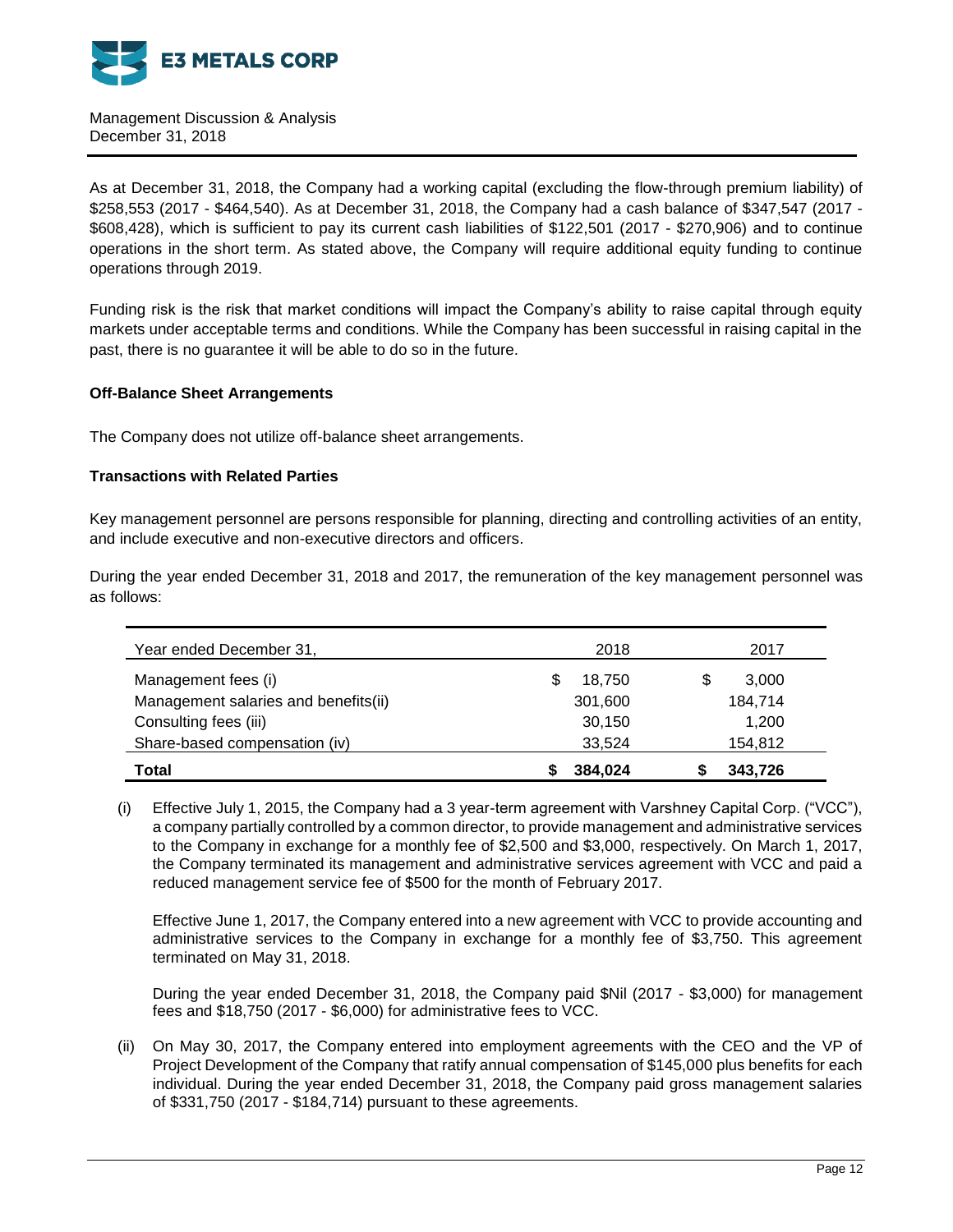As at December 31, 2018, the Company had a working capital (excluding the flow-through premium liability) of $258,553 (2017 - $464,540). As at December 31, 2018, the Company had a cash balance of $347,547 (2017 - $608,428), which is sufficient to pay its current cash liabilities of $122,501 (2017 - $270,906) and to continue operations in the short term. As stated above, the Company will require additional equity funding to continue operations through 2019.

Funding risk is the risk that market conditions will impact the Company's ability to raise capital through equity markets under acceptable terms and conditions. While the Company has been successful in raising capital in the past, there is no guarantee it will be able to do so in the future.

**Off-Balance Sheet Arrangements**

The Company does not utilize off-balance sheet arrangements.

**Transactions with Related Parties**

Key management personnel are persons responsible for planning, directing and controlling activities of an entity, and include executive and non-executive directors and officers.

During the year ended December 31, 2018 and 2017, the remuneration of the key management personnel was as follows:

| Year ended December 31, | 2018 | 2017 |
|---|---|---|
| Management fees (i) | $ 18,750 | $ 3,000 |
| Management salaries and benefits(ii) | 301,600 | 184,714 |
| Consulting fees (iii) | 30,150 | 1,200 |
| Share-based compensation (iv) | 33,524 | 154,812 |
| **Total** | **$ 384,024** | **$ 343,726** |

(i) Effective July 1, 2015, the Company had a 3 year-term agreement with Varshney Capital Corp. ("VCC"), a company partially controlled by a common director, to provide management and administrative services to the Company in exchange for a monthly fee of $2,500 and $3,000, respectively. On March 1, 2017, the Company terminated its management and administrative services agreement with VCC and paid a reduced management service fee of $500 for the month of February 2017.

Effective June 1, 2017, the Company entered into a new agreement with VCC to provide accounting and administrative services to the Company in exchange for a monthly fee of $3,750. This agreement terminated on May 31, 2018.

During the year ended December 31, 2018, the Company paid $Nil (2017 - $3,000) for management fees and $18,750 (2017 - $6,000) for administrative fees to VCC.

(ii) On May 30, 2017, the Company entered into employment agreements with the CEO and the VP of Project Development of the Company that ratify annual compensation of $145,000 plus benefits for each individual. During the year ended December 31, 2018, the Company paid gross management salaries of $331,750 (2017 - $184,714) pursuant to these agreements.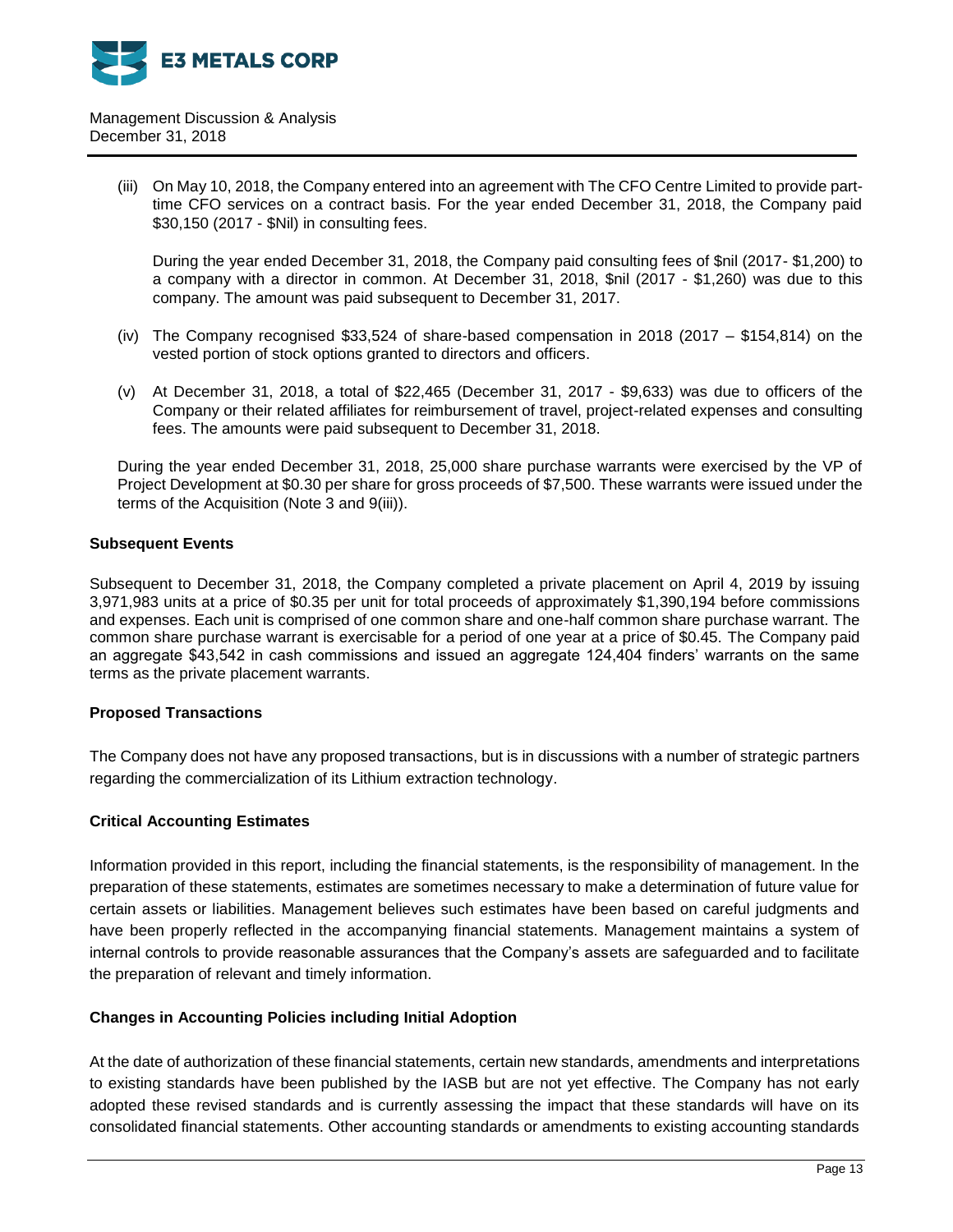(iii) On May 10, 2018, the Company entered into an agreement with The CFO Centre Limited to provide part-time CFO services on a contract basis. For the year ended December 31, 2018, the Company paid $30,150 (2017 - $Nil) in consulting fees.

During the year ended December 31, 2018, the Company paid consulting fees of $nil (2017- $1,200) to a company with a director in common. At December 31, 2018, $nil (2017 - $1,260) was due to this company. The amount was paid subsequent to December 31, 2017.

(iv) The Company recognised $33,524 of share-based compensation in 2018 (2017 – $154,814) on the vested portion of stock options granted to directors and officers.

(v) At December 31, 2018, a total of $22,465 (December 31, 2017 - $9,633) was due to officers of the Company or their related affiliates for reimbursement of travel, project-related expenses and consulting fees. The amounts were paid subsequent to December 31, 2018.

During the year ended December 31, 2018, 25,000 share purchase warrants were exercised by the VP of Project Development at $0.30 per share for gross proceeds of $7,500. These warrants were issued under the terms of the Acquisition (Note 3 and 9(iii)).

**Subsequent Events**

Subsequent to December 31, 2018, the Company completed a private placement on April 4, 2019 by issuing 3,971,983 units at a price of $0.35 per unit for total proceeds of approximately $1,390,194 before commissions and expenses. Each unit is comprised of one common share and one-half common share purchase warrant. The common share purchase warrant is exercisable for a period of one year at a price of $0.45. The Company paid an aggregate $43,542 in cash commissions and issued an aggregate 124,404 finders' warrants on the same terms as the private placement warrants.

**Proposed Transactions**

The Company does not have any proposed transactions, but is in discussions with a number of strategic partners regarding the commercialization of its Lithium extraction technology.

**Critical Accounting Estimates**

Information provided in this report, including the financial statements, is the responsibility of management. In the preparation of these statements, estimates are sometimes necessary to make a determination of future value for certain assets or liabilities. Management believes such estimates have been based on careful judgments and have been properly reflected in the accompanying financial statements. Management maintains a system of internal controls to provide reasonable assurances that the Company's assets are safeguarded and to facilitate the preparation of relevant and timely information.

**Changes in Accounting Policies including Initial Adoption**

At the date of authorization of these financial statements, certain new standards, amendments and interpretations to existing standards have been published by the IASB but are not yet effective. The Company has not early adopted these revised standards and is currently assessing the impact that these standards will have on its consolidated financial statements. Other accounting standards or amendments to existing accounting standards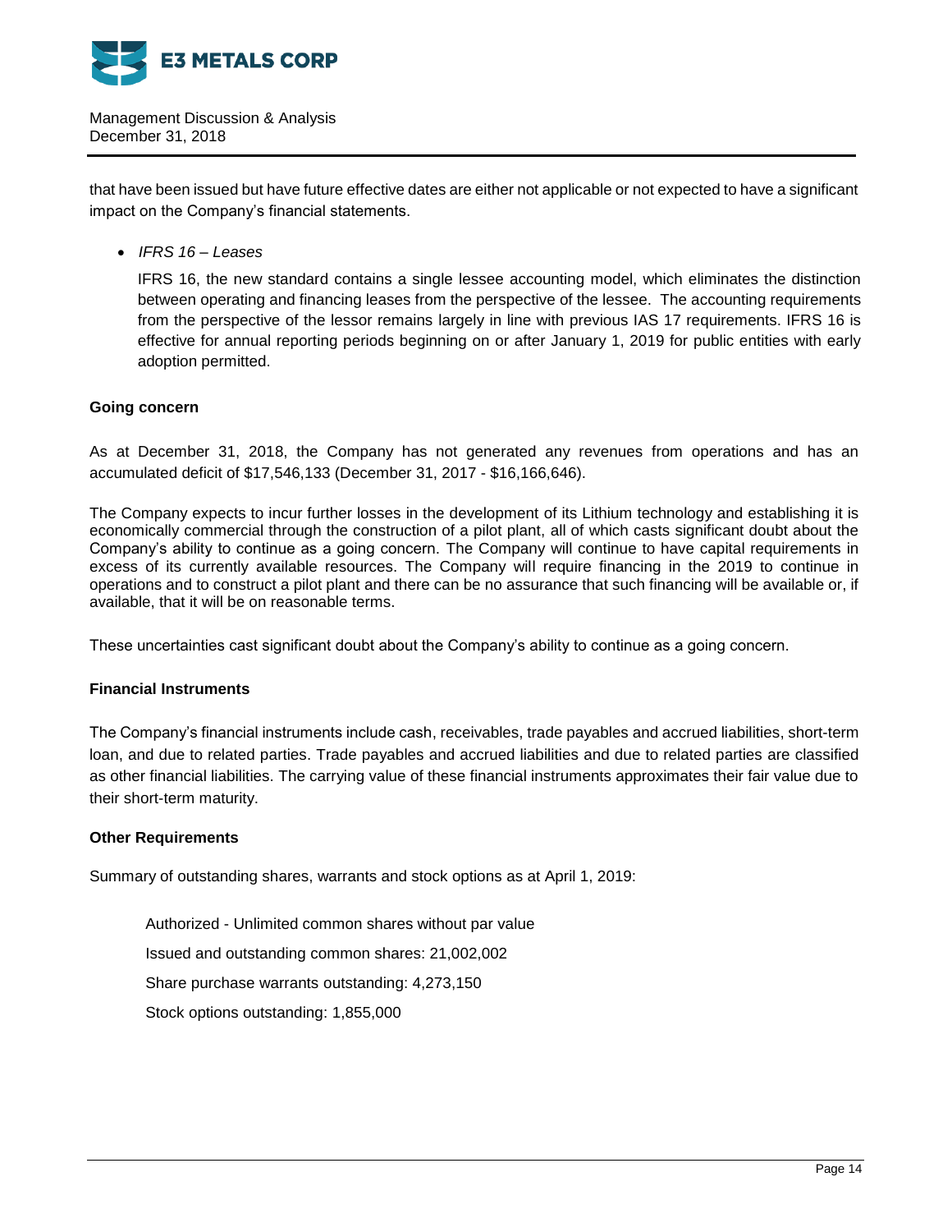that have been issued but have future effective dates are either not applicable or not expected to have a significant impact on the Company's financial statements.

- *IFRS 16 – Leases*

  IFRS 16, the new standard contains a single lessee accounting model, which eliminates the distinction between operating and financing leases from the perspective of the lessee. The accounting requirements from the perspective of the lessor remains largely in line with previous IAS 17 requirements. IFRS 16 is effective for annual reporting periods beginning on or after January 1, 2019 for public entities with early adoption permitted.

**Going concern**

As at December 31, 2018, the Company has not generated any revenues from operations and has an accumulated deficit of $17,546,133 (December 31, 2017 - $16,166,646).

The Company expects to incur further losses in the development of its Lithium technology and establishing it is economically commercial through the construction of a pilot plant, all of which casts significant doubt about the Company's ability to continue as a going concern. The Company will continue to have capital requirements in excess of its currently available resources. The Company will require financing in the 2019 to continue in operations and to construct a pilot plant and there can be no assurance that such financing will be available or, if available, that it will be on reasonable terms.

These uncertainties cast significant doubt about the Company's ability to continue as a going concern.

**Financial Instruments**

The Company's financial instruments include cash, receivables, trade payables and accrued liabilities, short-term loan, and due to related parties. Trade payables and accrued liabilities and due to related parties are classified as other financial liabilities. The carrying value of these financial instruments approximates their fair value due to their short-term maturity.

**Other Requirements**

Summary of outstanding shares, warrants and stock options as at April 1, 2019:

Authorized - Unlimited common shares without par value

Issued and outstanding common shares: 21,002,002

Share purchase warrants outstanding: 4,273,150

Stock options outstanding: 1,855,000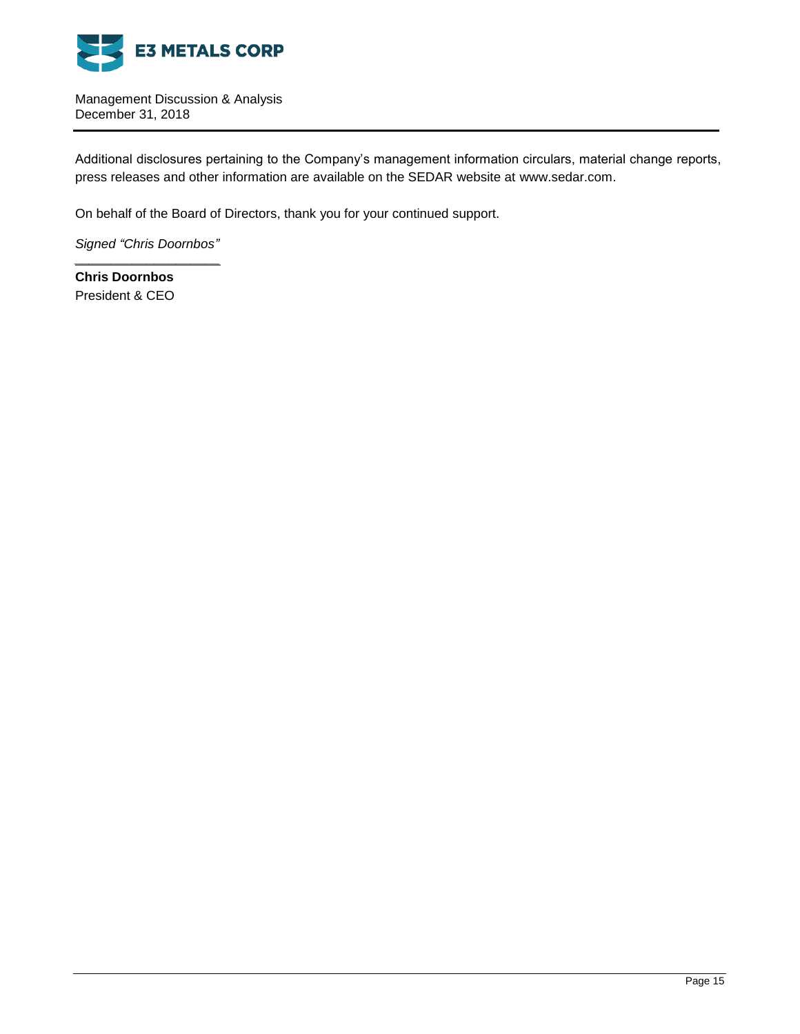Additional disclosures pertaining to the Company's management information circulars, material change reports, press releases and other information are available on the SEDAR website at www.sedar.com.

On behalf of the Board of Directors, thank you for your continued support.

*Signed "Chris Doornbos"*

**Chris Doornbos**
President & CEO